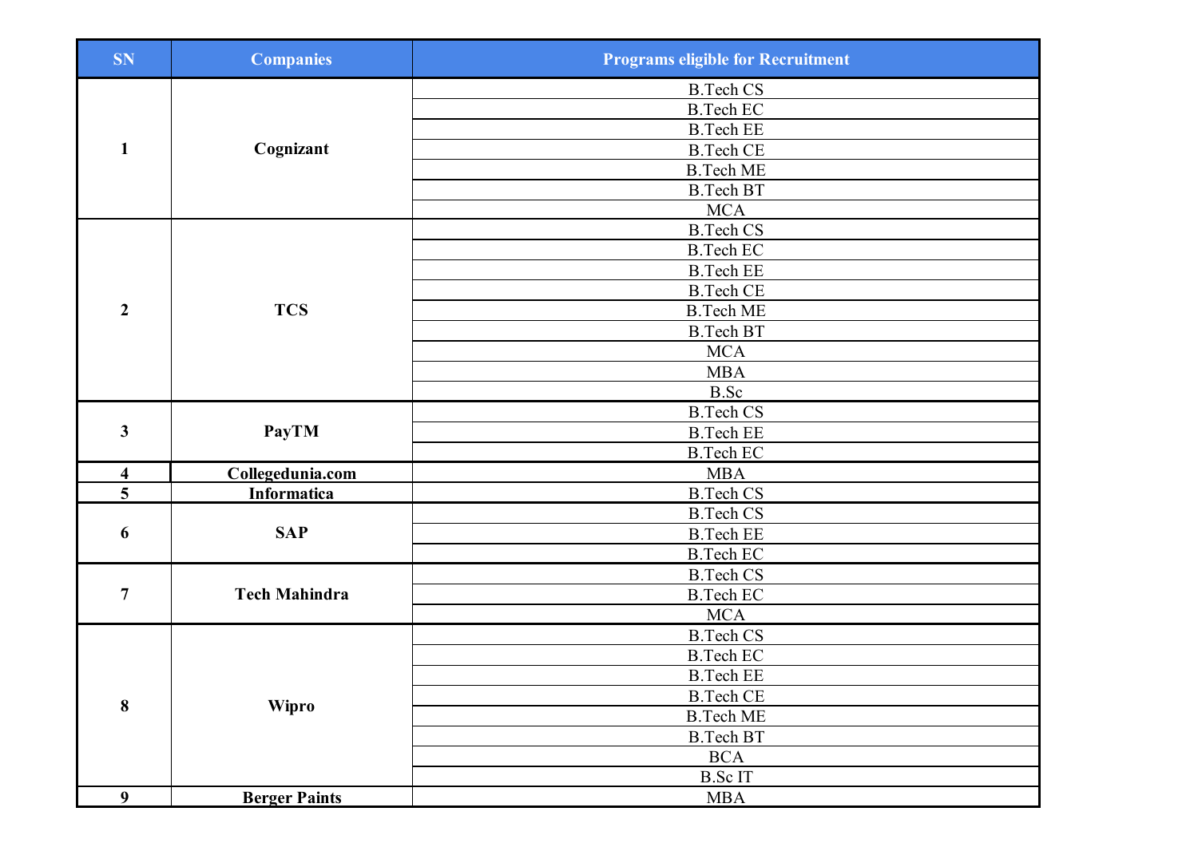| SN | Companies | Programs eligible for Recruitment |
|---|---|---|
| 1 | Cognizant | B.Tech CS |
| | | B.Tech EC |
| | | B.Tech EE |
| | | B.Tech CE |
| | | B.Tech ME |
| | | B.Tech BT |
| | | MCA |
| 2 | TCS | B.Tech CS |
| | | B.Tech EC |
| | | B.Tech EE |
| | | B.Tech CE |
| | | B.Tech ME |
| | | B.Tech BT |
| | | MCA |
| | | MBA |
| | | B.Sc |
| 3 | PayTM | B.Tech CS |
| | | B.Tech EE |
| | | B.Tech EC |
| 4 | Collegedunia.com | MBA |
| 5 | Informatica | B.Tech CS |
| 6 | SAP | B.Tech CS |
| | | B.Tech EE |
| | | B.Tech EC |
| 7 | Tech Mahindra | B.Tech CS |
| | | B.Tech EC |
| | | MCA |
| 8 | Wipro | B.Tech CS |
| | | B.Tech EC |
| | | B.Tech EE |
| | | B.Tech CE |
| | | B.Tech ME |
| | | B.Tech BT |
| | | BCA |
| | | B.Sc IT |
| 9 | Berger Paints | MBA |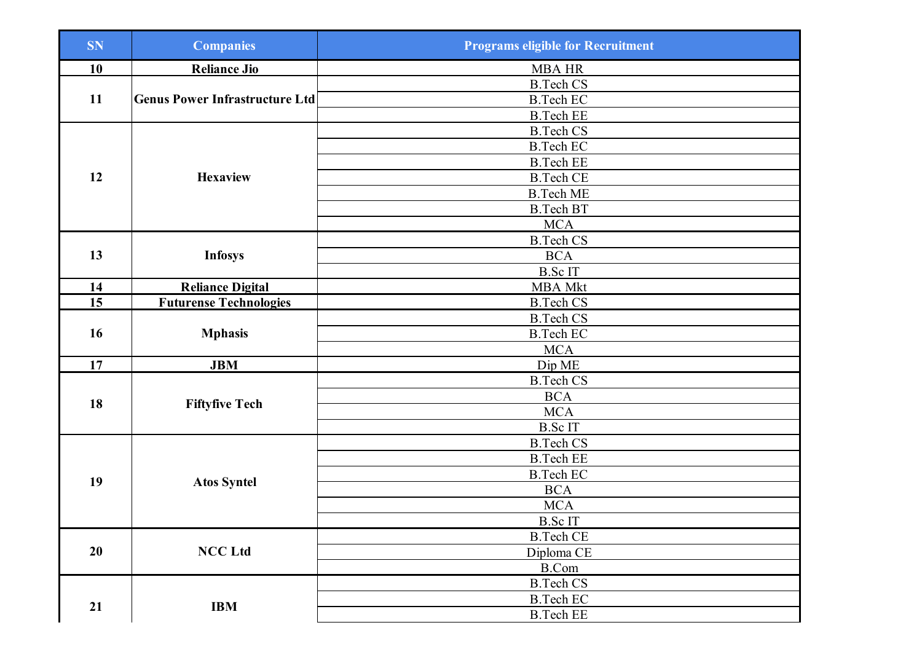| SN | Companies | Programs eligible for Recruitment |
| --- | --- | --- |
| 10 | Reliance Jio | MBA HR |
| 11 | Genus Power Infrastructure Ltd | B.Tech CS |
| | | B.Tech EC |
| | | B.Tech EE |
| 12 | Hexaview | B.Tech CS |
| | | B.Tech EC |
| | | B.Tech EE |
| | | B.Tech CE |
| | | B.Tech ME |
| | | B.Tech BT |
| | | MCA |
| 13 | Infosys | B.Tech CS |
| | | BCA |
| | | B.Sc IT |
| 14 | Reliance Digital | MBA Mkt |
| 15 | Futurense Technologies | B.Tech CS |
| 16 | Mphasis | B.Tech CS |
| | | B.Tech EC |
| | | MCA |
| 17 | JBM | Dip ME |
| 18 | Fiftyfive Tech | B.Tech CS |
| | | BCA |
| | | MCA |
| | | B.Sc IT |
| 19 | Atos Syntel | B.Tech CS |
| | | B.Tech EE |
| | | B.Tech EC |
| | | BCA |
| | | MCA |
| | | B.Sc IT |
| 20 | NCC Ltd | B.Tech CE |
| | | Diploma CE |
| | | B.Com |
| 21 | IBM | B.Tech CS |
| | | B.Tech EC |
| | | B.Tech EE |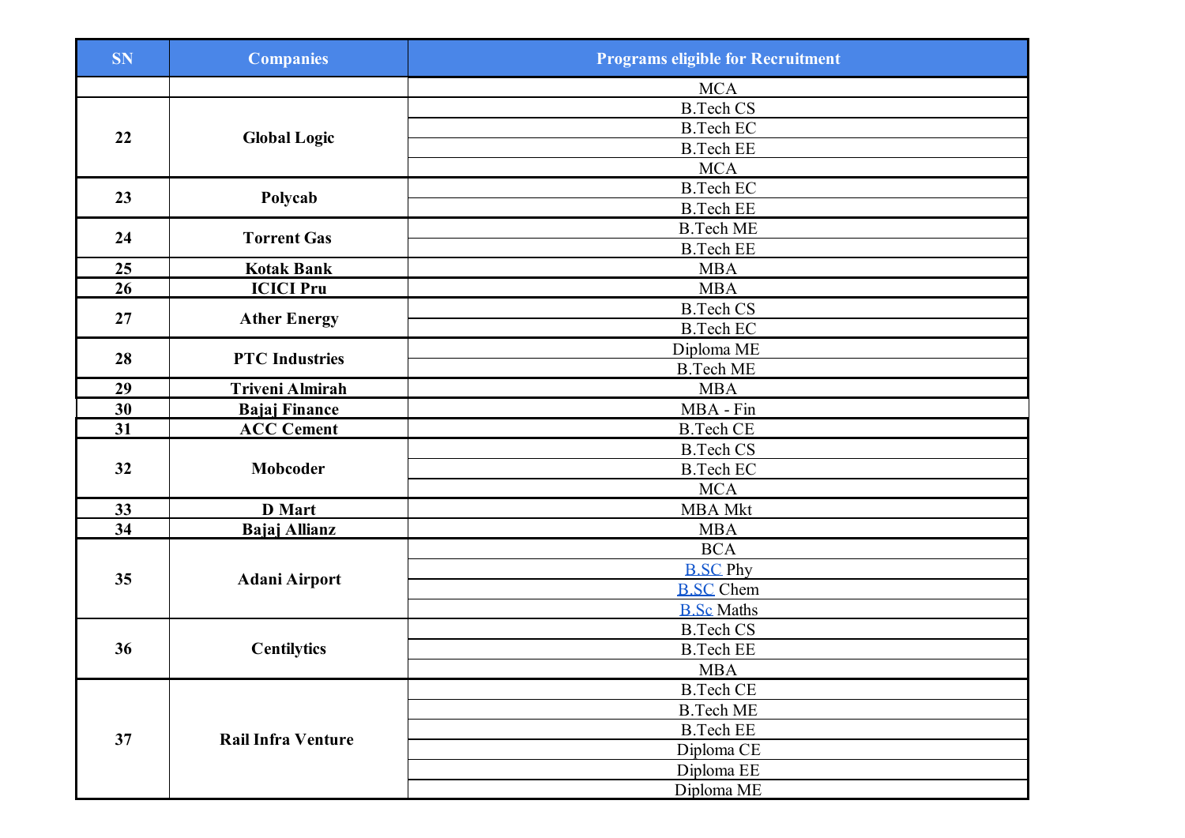| SN | Companies | Programs eligible for Recruitment |
|---|---|---|
| | | MCA |
| 22 | Global Logic | B.Tech CS |
| | | B.Tech EC |
| | | B.Tech EE |
| | | MCA |
| 23 | Polycab | B.Tech EC |
| | | B.Tech EE |
| 24 | Torrent Gas | B.Tech ME |
| | | B.Tech EE |
| 25 | Kotak Bank | MBA |
| 26 | ICICI Pru | MBA |
| 27 | Ather Energy | B.Tech CS |
| | | B.Tech EC |
| 28 | PTC Industries | Diploma ME |
| | | B.Tech ME |
| 29 | Triveni Almirah | MBA |
| 30 | Bajaj Finance | MBA - Fin |
| 31 | ACC Cement | B.Tech CE |
| 32 | Mobcoder | B.Tech CS |
| | | B.Tech EC |
| | | MCA |
| 33 | D Mart | MBA Mkt |
| 34 | Bajaj Allianz | MBA |
| 35 | Adani Airport | BCA |
| | | B.SC Phy |
| | | B.SC Chem |
| | | B.Sc Maths |
| 36 | Centilytics | B.Tech CS |
| | | B.Tech EE |
| | | MBA |
| 37 | Rail Infra Venture | B.Tech CE |
| | | B.Tech ME |
| | | B.Tech EE |
| | | Diploma CE |
| | | Diploma EE |
| | | Diploma ME |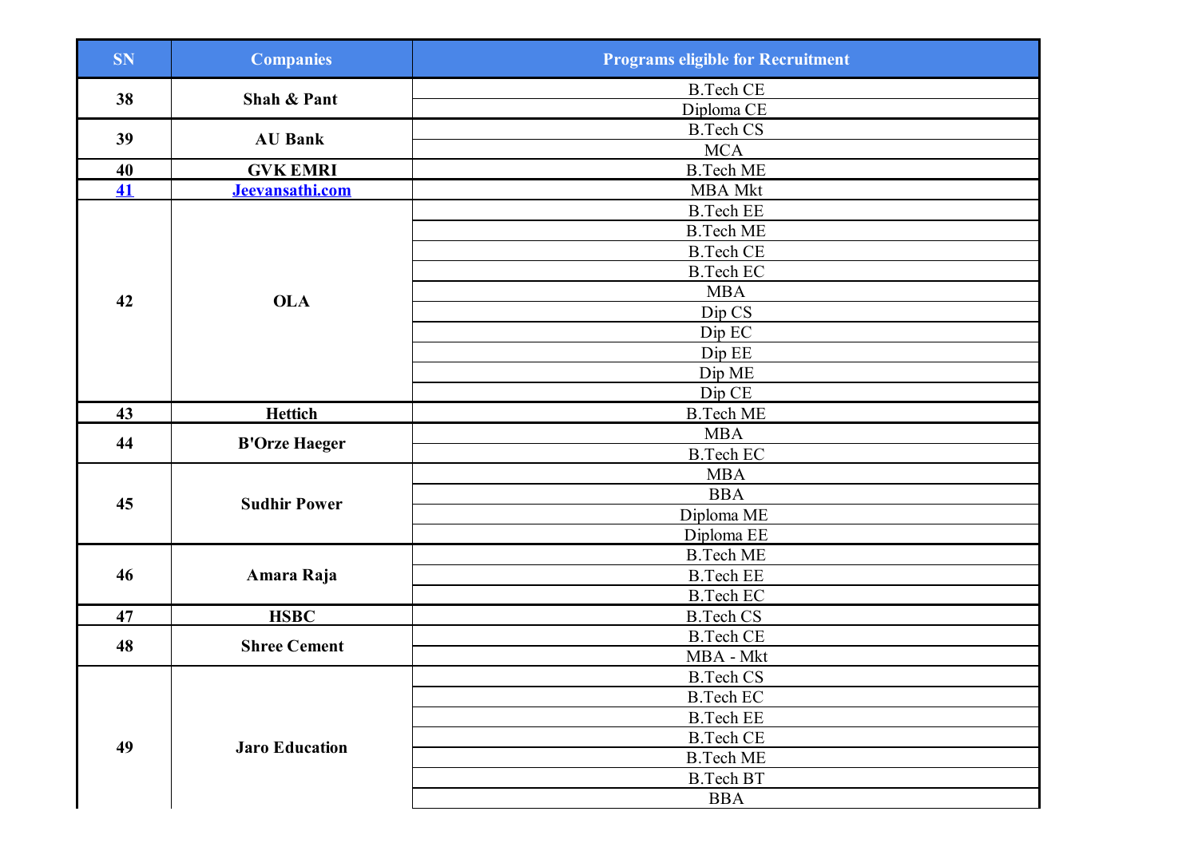| SN | Companies | Programs eligible for Recruitment |
|---|---|---|
| 38 | Shah & Pant | B.Tech CE |
| | | Diploma CE |
| 39 | AU Bank | B.Tech CS |
| | | MCA |
| 40 | GVK EMRI | B.Tech ME |
| 41 | Jeevansathi.com | MBA Mkt |
| 42 | OLA | B.Tech EE |
| | | B.Tech ME |
| | | B.Tech CE |
| | | B.Tech EC |
| | | MBA |
| | | Dip CS |
| | | Dip EC |
| | | Dip EE |
| | | Dip ME |
| | | Dip CE |
| 43 | Hettich | B.Tech ME |
| 44 | B'Orze Haeger | MBA |
| | | B.Tech EC |
| 45 | Sudhir Power | MBA |
| | | BBA |
| | | Diploma ME |
| | | Diploma EE |
| 46 | Amara Raja | B.Tech ME |
| | | B.Tech EE |
| | | B.Tech EC |
| 47 | HSBC | B.Tech CS |
| 48 | Shree Cement | B.Tech CE |
| | | MBA - Mkt |
| 49 | Jaro Education | B.Tech CS |
| | | B.Tech EC |
| | | B.Tech EE |
| | | B.Tech CE |
| | | B.Tech ME |
| | | B.Tech BT |
| | | BBA |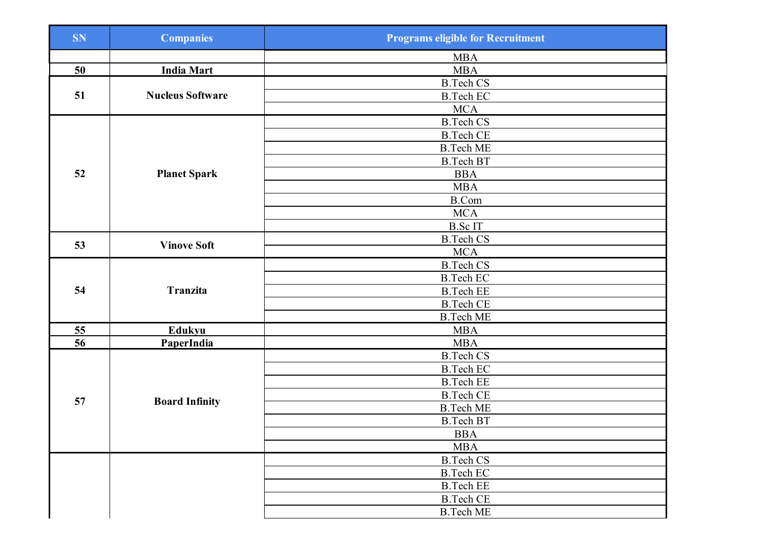| SN | Companies | Programs eligible for Recruitment |
|---|---|---|
| | | MBA |
| 50 | India Mart | MBA |
| 51 | Nucleus Software | B.Tech CS |
| | | B.Tech EC |
| | | MCA |
| 52 | Planet Spark | B.Tech CS |
| | | B.Tech CE |
| | | B.Tech ME |
| | | B.Tech BT |
| | | BBA |
| | | MBA |
| | | B.Com |
| | | MCA |
| | | B.Sc IT |
| 53 | Vinove Soft | B.Tech CS |
| | | MCA |
| 54 | Tranzita | B.Tech CS |
| | | B.Tech EC |
| | | B.Tech EE |
| | | B.Tech CE |
| | | B.Tech ME |
| 55 | Edukyu | MBA |
| 56 | PaperIndia | MBA |
| 57 | Board Infinity | B.Tech CS |
| | | B.Tech EC |
| | | B.Tech EE |
| | | B.Tech CE |
| | | B.Tech ME |
| | | B.Tech BT |
| | | BBA |
| | | MBA |
| | | | B.Tech CS |
| | | B.Tech EC |
| | | B.Tech EE |
| | | B.Tech CE |
| | | B.Tech ME |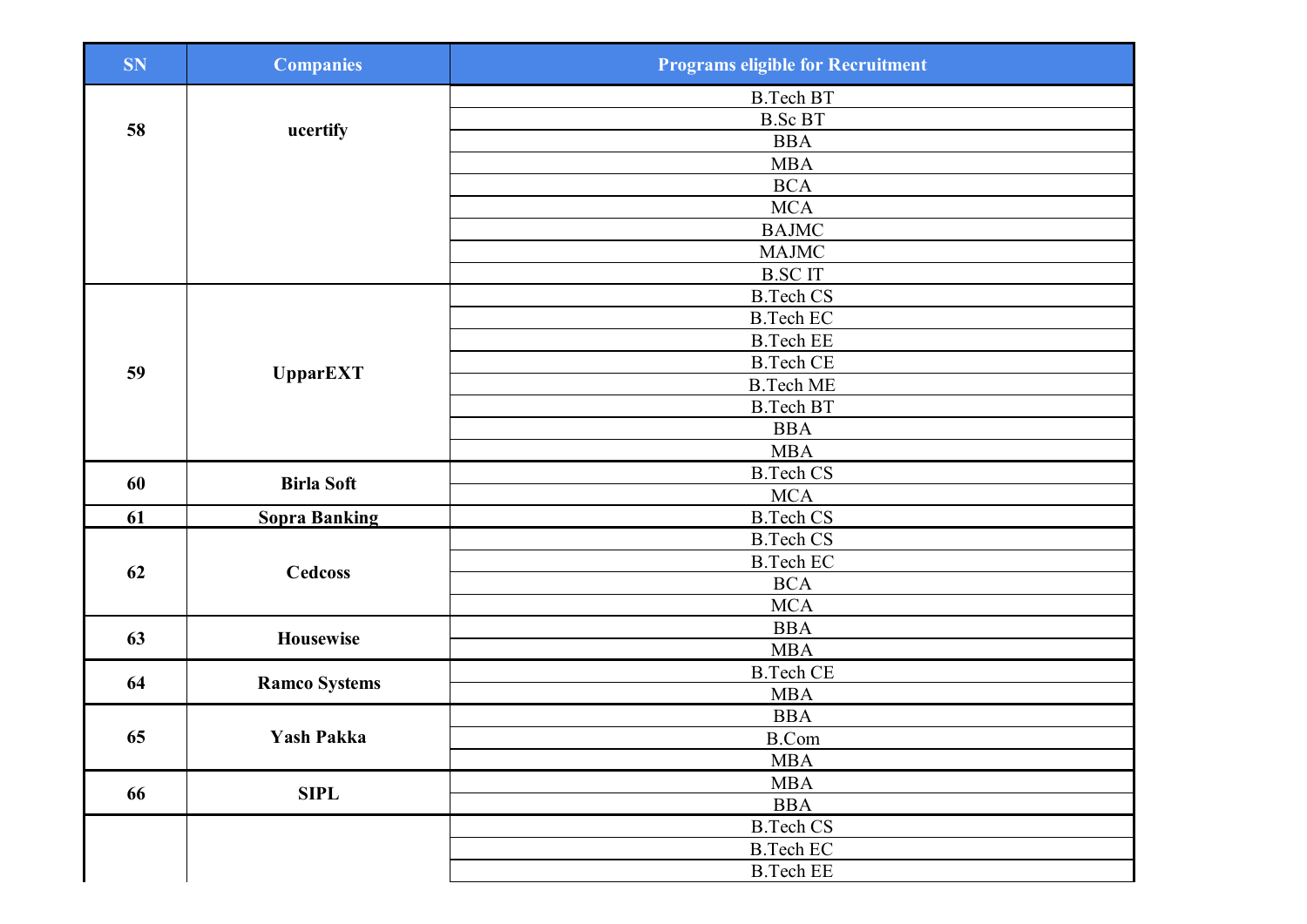| SN | Companies | Programs eligible for Recruitment |
|---|---|---|
| 58 | ucertify | B.Tech BT |
| | | B.Sc BT |
| | | BBA |
| | | MBA |
| | | BCA |
| | | MCA |
| | | BAJMC |
| | | MAJMC |
| | | B.SC IT |
| 59 | UpparEXT | B.Tech CS |
| | | B.Tech EC |
| | | B.Tech EE |
| | | B.Tech CE |
| | | B.Tech ME |
| | | B.Tech BT |
| | | BBA |
| | | MBA |
| 60 | Birla Soft | B.Tech CS |
| | | MCA |
| 61 | Sopra Banking | B.Tech CS |
| 62 | Cedcoss | B.Tech CS |
| | | B.Tech EC |
| | | BCA |
| | | MCA |
| 63 | Housewise | BBA |
| | | MBA |
| 64 | Ramco Systems | B.Tech CE |
| | | MBA |
| 65 | Yash Pakka | BBA |
| | | B.Com |
| | | MBA |
| 66 | SIPL | MBA |
| | | BBA |
| | | B.Tech CS |
| | | B.Tech EC |
| | | B.Tech EE |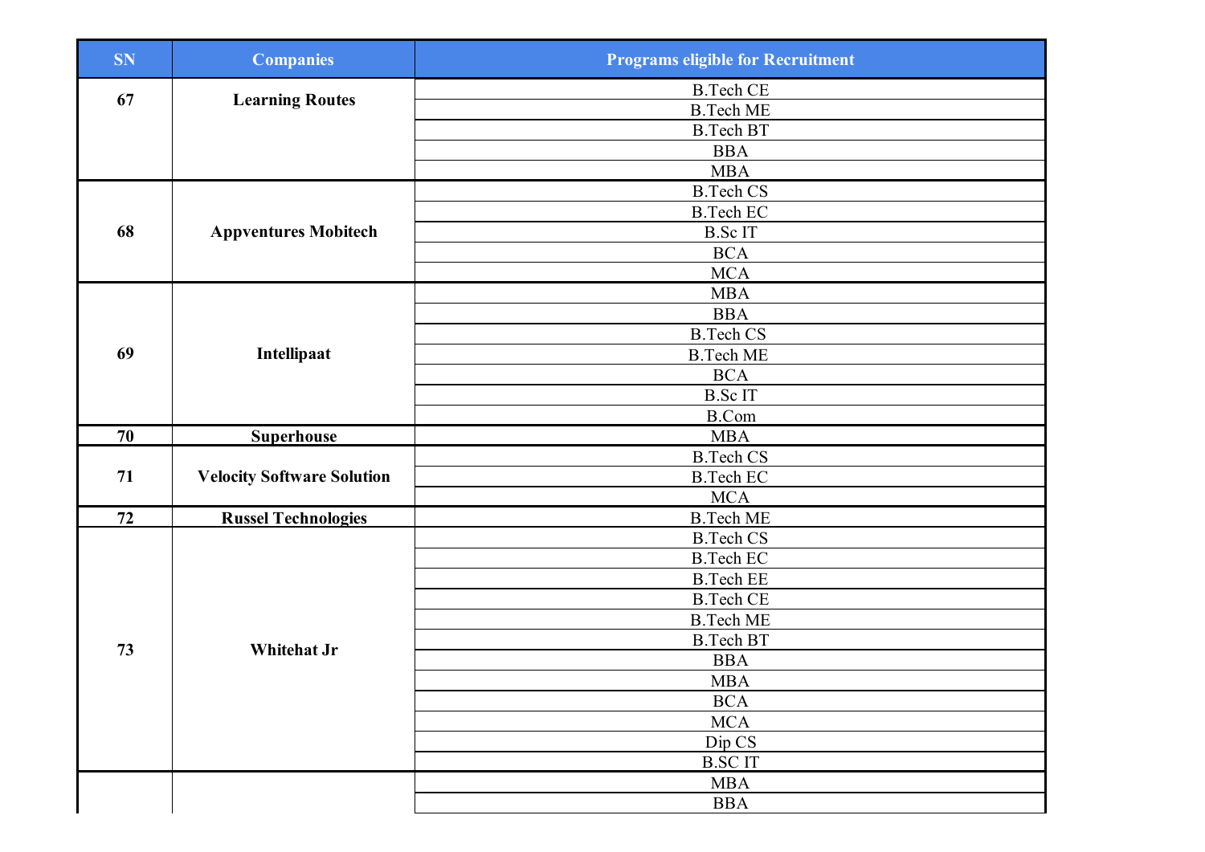| SN | Companies | Programs eligible for Recruitment |
|---|---|---|
| 67 | Learning Routes | B.Tech CE |
| | | B.Tech ME |
| | | B.Tech BT |
| | | BBA |
| | | MBA |
| 68 | Appventures Mobitech | B.Tech CS |
| | | B.Tech EC |
| | | B.Sc IT |
| | | BCA |
| | | MCA |
| 69 | Intellipaat | MBA |
| | | BBA |
| | | B.Tech CS |
| | | B.Tech ME |
| | | BCA |
| | | B.Sc IT |
| | | B.Com |
| 70 | Superhouse | MBA |
| 71 | Velocity Software Solution | B.Tech CS |
| | | B.Tech EC |
| | | MCA |
| 72 | Russel Technologies | B.Tech ME |
| 73 | Whitehat Jr | B.Tech CS |
| | | B.Tech EC |
| | | B.Tech EE |
| | | B.Tech CE |
| | | B.Tech ME |
| | | B.Tech BT |
| | | BBA |
| | | MBA |
| | | BCA |
| | | MCA |
| | | Dip CS |
| | | B.SC IT |
| | | MBA |
| | | BBA |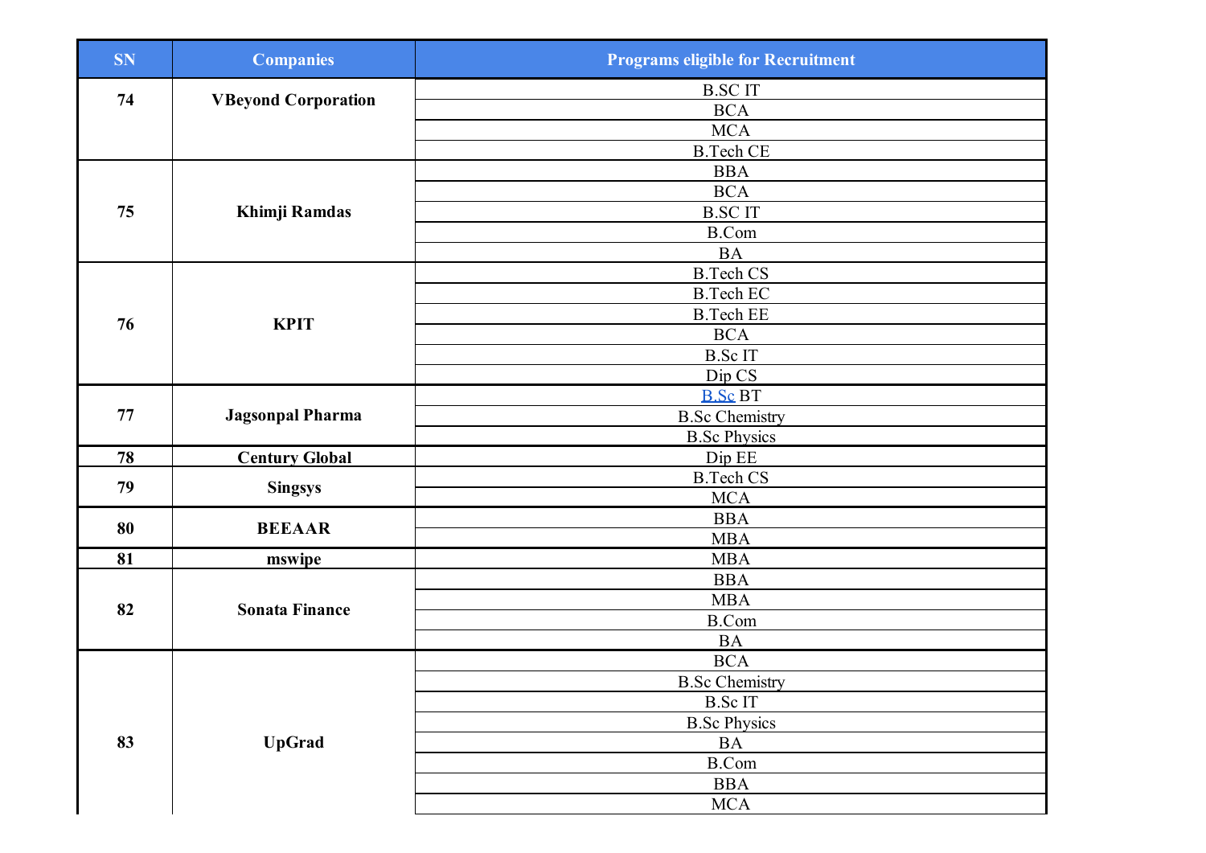| SN | Companies | Programs eligible for Recruitment |
| --- | --- | --- |
| 74 | VBeyond Corporation | B.SC IT |
| | | BCA |
| | | MCA |
| | | B.Tech CE |
| 75 | Khimji Ramdas | BBA |
| | | BCA |
| | | B.SC IT |
| | | B.Com |
| | | BA |
| 76 | KPIT | B.Tech CS |
| | | B.Tech EC |
| | | B.Tech EE |
| | | BCA |
| | | B.Sc IT |
| | | Dip CS |
| 77 | Jagsonpal Pharma | B.Sc BT |
| | | B.Sc Chemistry |
| | | B.Sc Physics |
| 78 | Century Global | Dip EE |
| 79 | Singsys | B.Tech CS |
| | | MCA |
| 80 | BEEAAR | BBA |
| | | MBA |
| 81 | mswipe | MBA |
| 82 | Sonata Finance | BBA |
| | | MBA |
| | | B.Com |
| | | BA |
| 83 | UpGrad | BCA |
| | | B.Sc Chemistry |
| | | B.Sc IT |
| | | B.Sc Physics |
| | | BA |
| | | B.Com |
| | | BBA |
| | | MCA |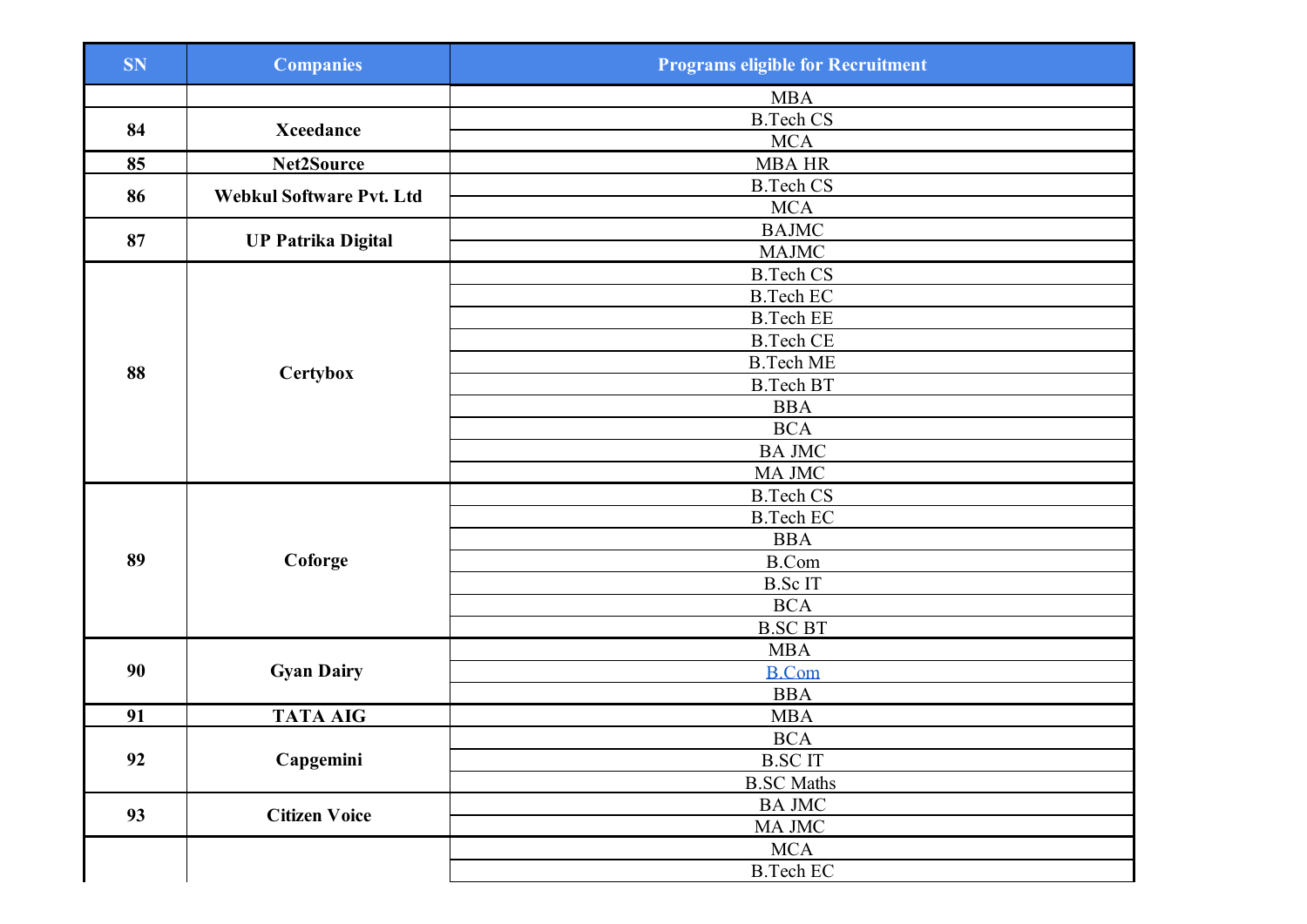| SN | Companies | Programs eligible for Recruitment |
|---|---|---|
| | | MBA |
| 84 | Xceedance | B.Tech CS |
| | | MCA |
| 85 | Net2Source | MBA HR |
| 86 | Webkul Software Pvt. Ltd | B.Tech CS |
| | | MCA |
| 87 | UP Patrika Digital | BAJMC |
| | | MAJMC |
| 88 | Certybox | B.Tech CS |
| | | B.Tech EC |
| | | B.Tech EE |
| | | B.Tech CE |
| | | B.Tech ME |
| | | B.Tech BT |
| | | BBA |
| | | BCA |
| | | BA JMC |
| | | MA JMC |
| 89 | Coforge | B.Tech CS |
| | | B.Tech EC |
| | | BBA |
| | | B.Com |
| | | B.Sc IT |
| | | BCA |
| | | B.SC BT |
| 90 | Gyan Dairy | MBA |
| | | B.Com |
| | | BBA |
| 91 | TATA AIG | MBA |
| 92 | Capgemini | BCA |
| | | B.SC IT |
| | | B.SC Maths |
| 93 | Citizen Voice | BA JMC |
| | | MA JMC |
| | | MCA |
| | | B.Tech EC |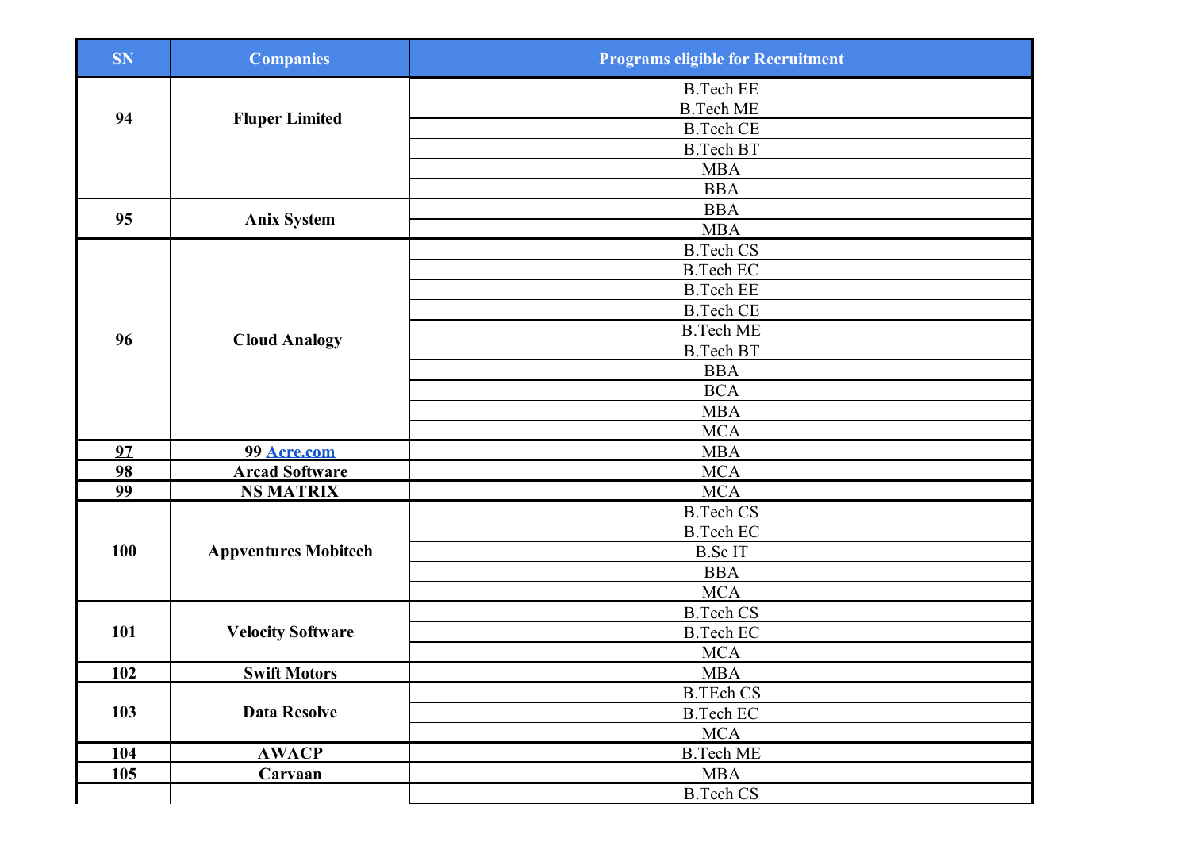| SN | Companies | Programs eligible for Recruitment |
| --- | --- | --- |
| 94 | Fluper Limited | B.Tech EE |
| | | B.Tech ME |
| | | B.Tech CE |
| | | B.Tech BT |
| | | MBA |
| | | BBA |
| 95 | Anix System | BBA |
| | | MBA |
| 96 | Cloud Analogy | B.Tech CS |
| | | B.Tech EC |
| | | B.Tech EE |
| | | B.Tech CE |
| | | B.Tech ME |
| | | B.Tech BT |
| | | BBA |
| | | BCA |
| | | MBA |
| | | MCA |
| 97 | 99 Acre.com | MBA |
| 98 | Arcad Software | MCA |
| 99 | NS MATRIX | MCA |
| 100 | Appventures Mobitech | B.Tech CS |
| | | B.Tech EC |
| | | B.Sc IT |
| | | BBA |
| | | MCA |
| 101 | Velocity Software | B.Tech CS |
| | | B.Tech EC |
| | | MCA |
| 102 | Swift Motors | MBA |
| 103 | Data Resolve | B.TEch CS |
| | | B.Tech EC |
| | | MCA |
| 104 | AWACP | B.Tech ME |
| 105 | Carvaan | MBA |
| | | B.Tech CS |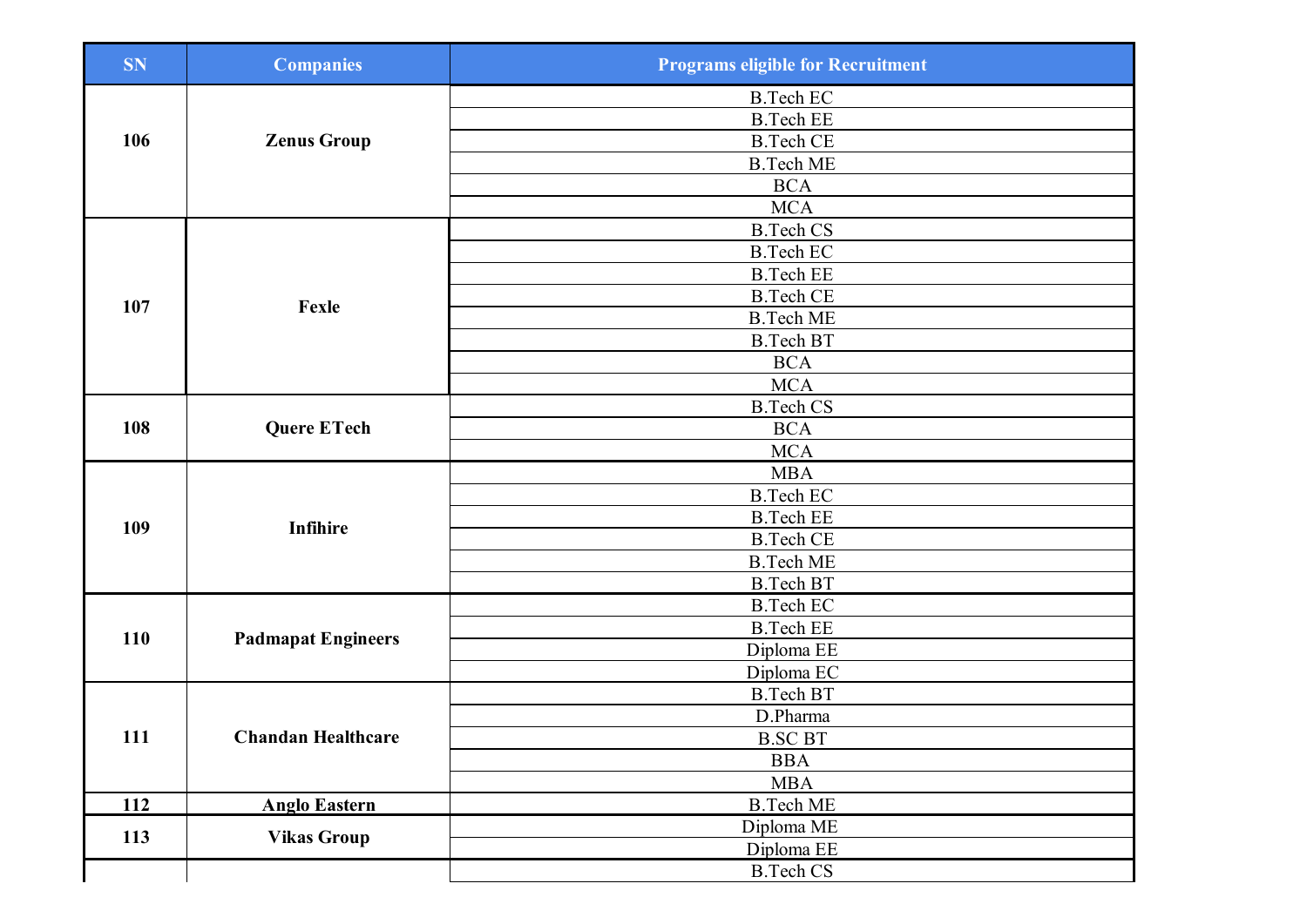| SN | Companies | Programs eligible for Recruitment |
|---|---|---|
| 106 | Zenus Group | B.Tech EC |
| | | B.Tech EE |
| | | B.Tech CE |
| | | B.Tech ME |
| | | BCA |
| | | MCA |
| 107 | Fexle | B.Tech CS |
| | | B.Tech EC |
| | | B.Tech EE |
| | | B.Tech CE |
| | | B.Tech ME |
| | | B.Tech BT |
| | | BCA |
| | | MCA |
| 108 | Quere ETech | B.Tech CS |
| | | BCA |
| | | MCA |
| 109 | Infihire | MBA |
| | | B.Tech EC |
| | | B.Tech EE |
| | | B.Tech CE |
| | | B.Tech ME |
| | | B.Tech BT |
| 110 | Padmapat Engineers | B.Tech EC |
| | | B.Tech EE |
| | | Diploma EE |
| | | Diploma EC |
| 111 | Chandan Healthcare | B.Tech BT |
| | | D.Pharma |
| | | B.SC BT |
| | | BBA |
| | | MBA |
| 112 | Anglo Eastern | B.Tech ME |
| 113 | Vikas Group | Diploma ME |
| | | Diploma EE |
| | | B.Tech CS |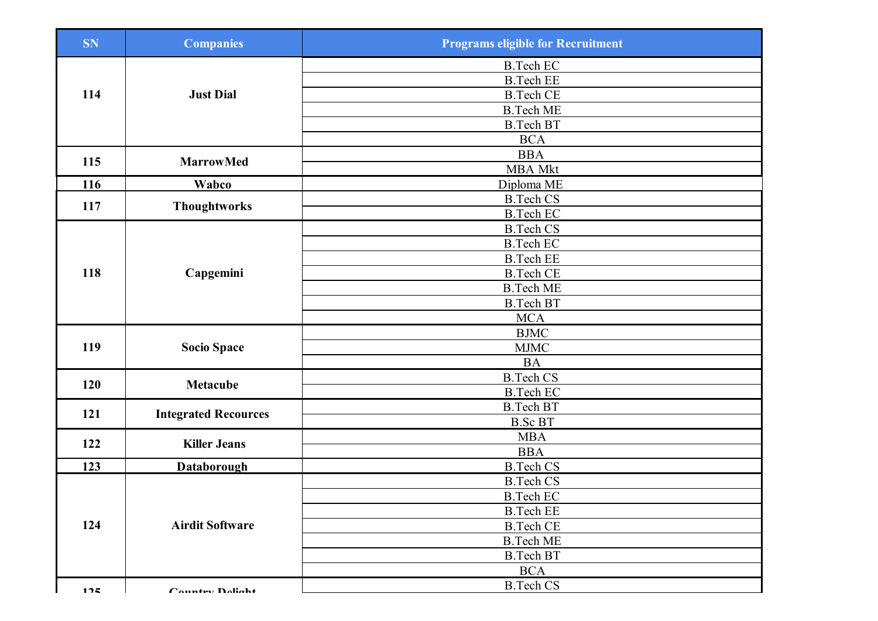| SN | Companies | Programs eligible for Recruitment |
|---|---|---|
| 114 | Just Dial | B.Tech EC |
| | | B.Tech EE |
| | | B.Tech CE |
| | | B.Tech ME |
| | | B.Tech BT |
| | | BCA |
| 115 | MarrowMed | BBA |
| | | MBA Mkt |
| 116 | Wabco | Diploma ME |
| 117 | Thoughtworks | B.Tech CS |
| | | B.Tech EC |
| 118 | Capgemini | B.Tech CS |
| | | B.Tech EC |
| | | B.Tech EE |
| | | B.Tech CE |
| | | B.Tech ME |
| | | B.Tech BT |
| | | MCA |
| 119 | Socio Space | BJMC |
| | | MJMC |
| | | BA |
| 120 | Metacube | B.Tech CS |
| | | B.Tech EC |
| 121 | Integrated Recources | B.Tech BT |
| | | B.Sc BT |
| 122 | Killer Jeans | MBA |
| | | BBA |
| 123 | Databorough | B.Tech CS |
| 124 | Airdit Software | B.Tech CS |
| | | B.Tech EC |
| | | B.Tech EE |
| | | B.Tech CE |
| | | B.Tech ME |
| | | B.Tech BT |
| | | BCA |
| 125 | Country Delight | B.Tech CS |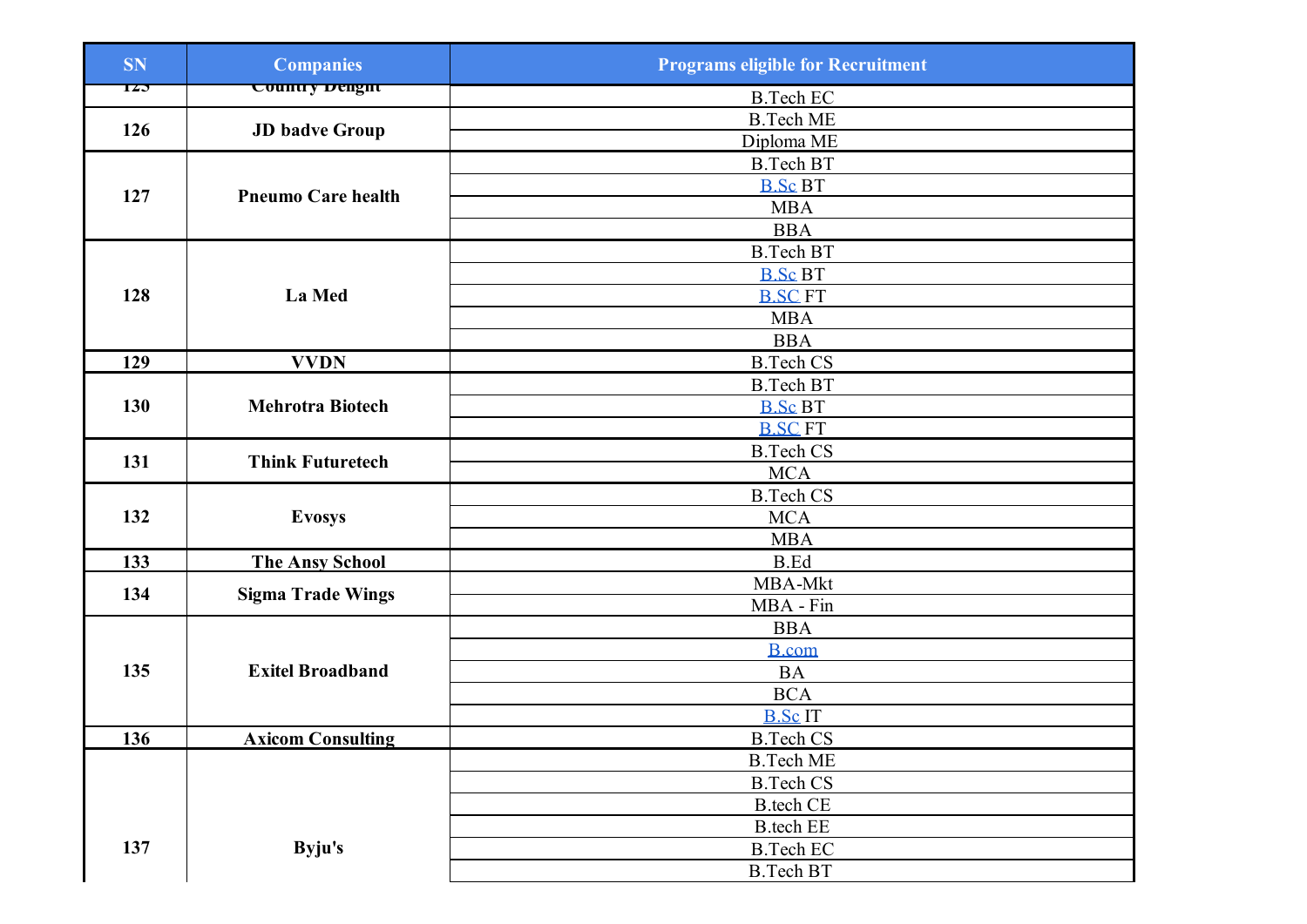| SN | Companies | Programs eligible for Recruitment |
|---|---|---|
| 125 | Country Delight | B.Tech EC |
| 126 | JD badve Group | B.Tech ME |
| | | Diploma ME |
| 127 | Pneumo Care health | B.Tech BT |
| | | B.Sc BT |
| | | MBA |
| | | BBA |
| 128 | La Med | B.Tech BT |
| | | B.Sc BT |
| | | B.SC FT |
| | | MBA |
| | | BBA |
| 129 | VVDN | B.Tech CS |
| 130 | Mehrotra Biotech | B.Tech BT |
| | | B.Sc BT |
| | | B.SC FT |
| 131 | Think Futuretech | B.Tech CS |
| | | MCA |
| 132 | Evosys | B.Tech CS |
| | | MCA |
| | | MBA |
| 133 | The Ansy School | B.Ed |
| 134 | Sigma Trade Wings | MBA-Mkt |
| | | MBA - Fin |
| 135 | Exitel Broadband | BBA |
| | | B.com |
| | | BA |
| | | BCA |
| | | B.Sc IT |
| 136 | Axicom Consulting | B.Tech CS |
| 137 | Byju's | B.Tech ME |
| | | B.Tech CS |
| | | B.tech CE |
| | | B.tech EE |
| | | B.Tech EC |
| | | B.Tech BT |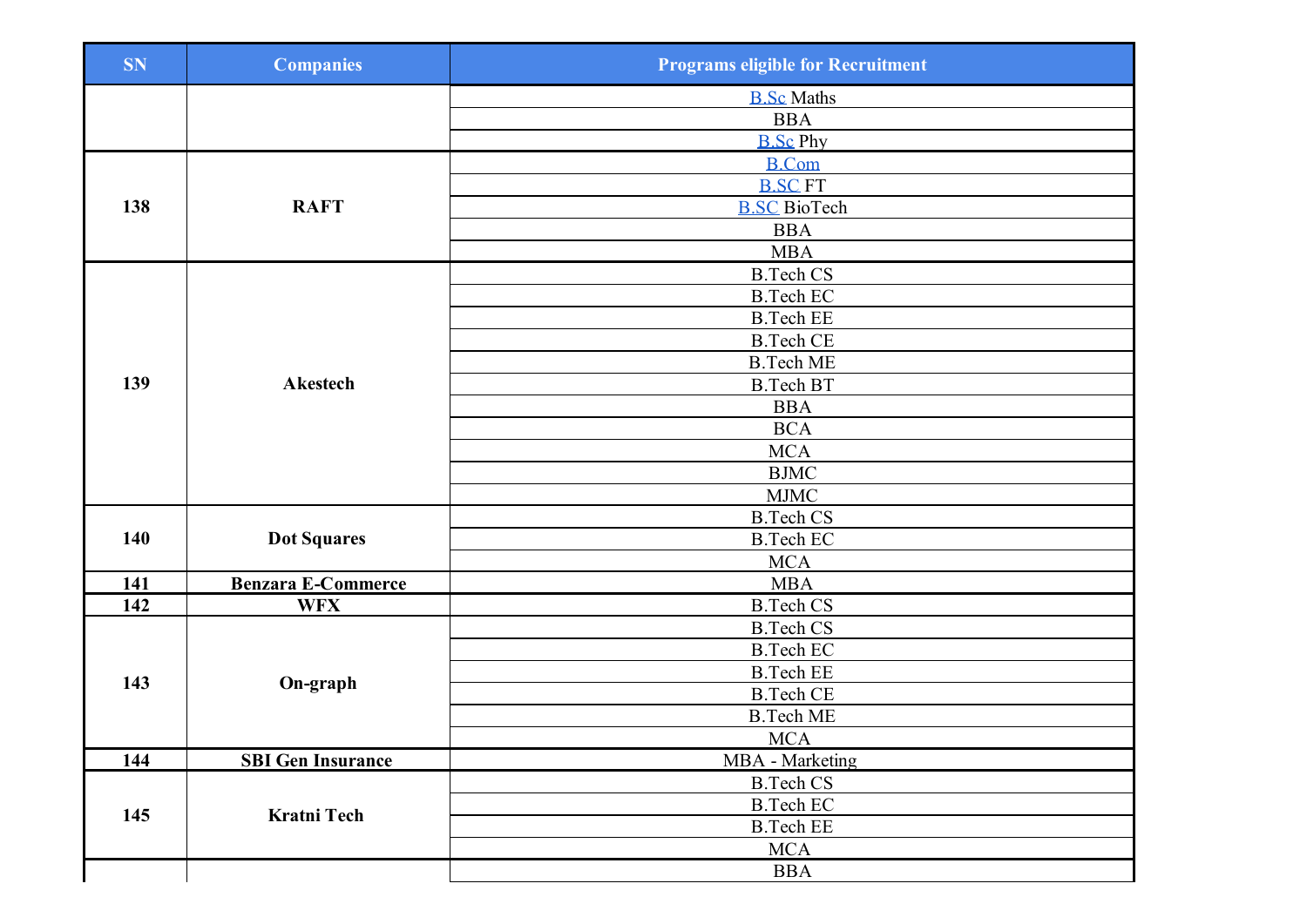| SN | Companies | Programs eligible for Recruitment |
|---|---|---|
| | | B.Sc Maths |
| | | BBA |
| | | B.Sc Phy |
| 138 | RAFT | B.Com |
| | | B.SC FT |
| | | B.SC BioTech |
| | | BBA |
| | | MBA |
| 139 | Akestech | B.Tech CS |
| | | B.Tech EC |
| | | B.Tech EE |
| | | B.Tech CE |
| | | B.Tech ME |
| | | B.Tech BT |
| | | BBA |
| | | BCA |
| | | MCA |
| | | BJMC |
| | | MJMC |
| 140 | Dot Squares | B.Tech CS |
| | | B.Tech EC |
| | | MCA |
| 141 | Benzara E-Commerce | MBA |
| 142 | WFX | B.Tech CS |
| 143 | On-graph | B.Tech CS |
| | | B.Tech EC |
| | | B.Tech EE |
| | | B.Tech CE |
| | | B.Tech ME |
| | | MCA |
| 144 | SBI Gen Insurance | MBA - Marketing |
| 145 | Kratni Tech | B.Tech CS |
| | | B.Tech EC |
| | | B.Tech EE |
| | | MCA |
| | | BBA |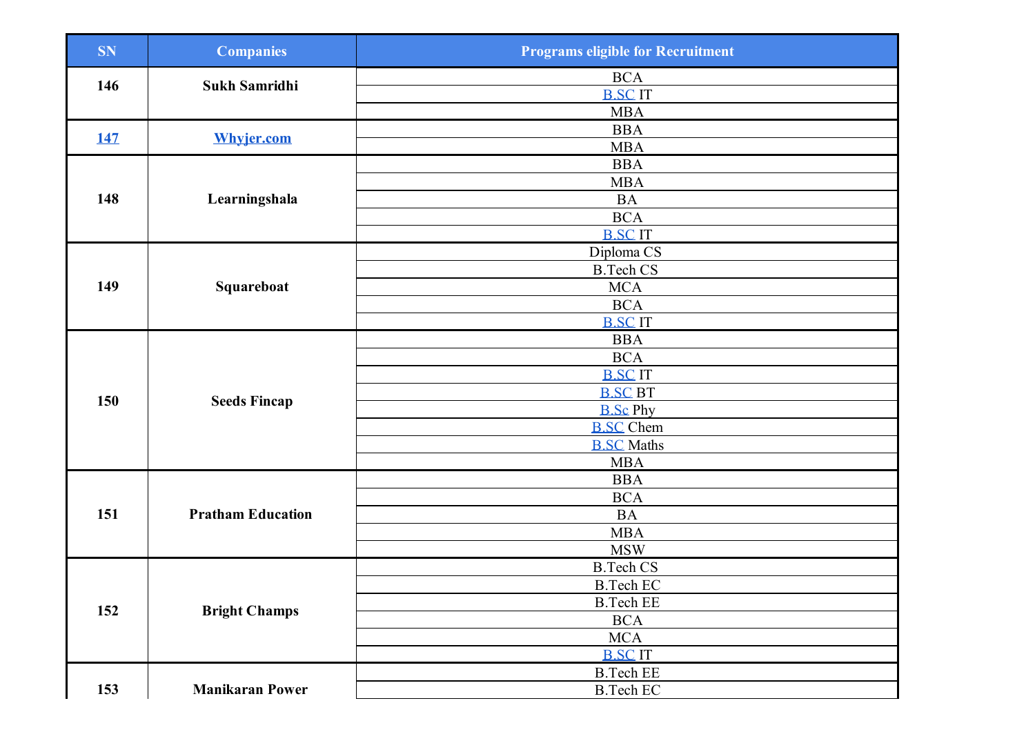| SN | Companies | Programs eligible for Recruitment |
|---|---|---|
| 146 | Sukh Samridhi | BCA |
| | | B.SC IT |
| | | MBA |
| 147 | Whyjer.com | BBA |
| | | MBA |
| 148 | Learningshala | BBA |
| | | MBA |
| | | BA |
| | | BCA |
| | | B.SC IT |
| 149 | Squareboat | Diploma CS |
| | | B.Tech CS |
| | | MCA |
| | | BCA |
| | | B.SC IT |
| 150 | Seeds Fincap | BBA |
| | | BCA |
| | | B.SC IT |
| | | B.SC BT |
| | | B.Sc Phy |
| | | B.SC Chem |
| | | B.SC Maths |
| | | MBA |
| 151 | Pratham Education | BBA |
| | | BCA |
| | | BA |
| | | MBA |
| | | MSW |
| 152 | Bright Champs | B.Tech CS |
| | | B.Tech EC |
| | | B.Tech EE |
| | | BCA |
| | | MCA |
| | | B.SC IT |
| 153 | Manikaran Power | B.Tech EE |
| | | B.Tech EC |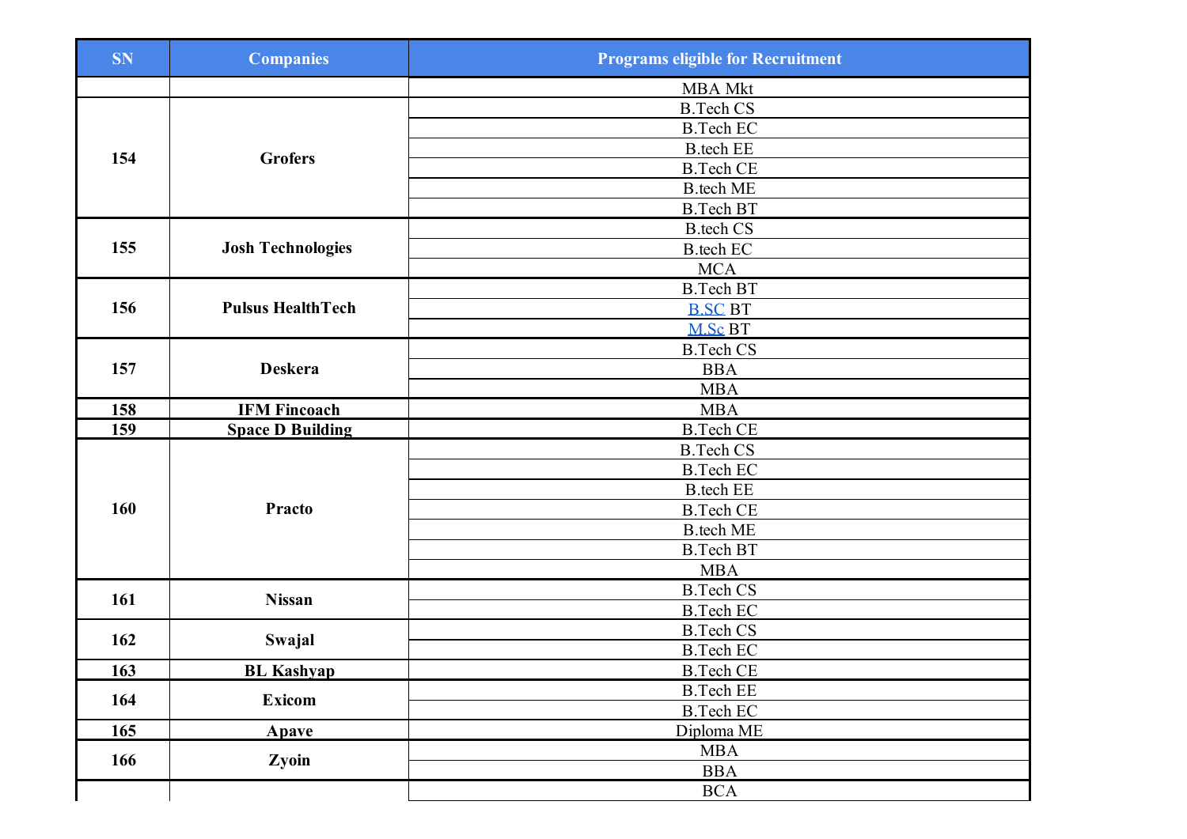| SN | Companies | Programs eligible for Recruitment |
|---|---|---|
| | | MBA Mkt |
| 154 | Grofers | B.Tech CS |
| | | B.Tech EC |
| | | B.tech EE |
| | | B.Tech CE |
| | | B.tech ME |
| | | B.Tech BT |
| 155 | Josh Technologies | B.tech CS |
| | | B.tech EC |
| | | MCA |
| 156 | Pulsus HealthTech | B.Tech BT |
| | | B.SC BT |
| | | M.Sc BT |
| 157 | Deskera | B.Tech CS |
| | | BBA |
| | | MBA |
| 158 | IFM Fincoach | MBA |
| 159 | Space D Building | B.Tech CE |
| 160 | Practo | B.Tech CS |
| | | B.Tech EC |
| | | B.tech EE |
| | | B.Tech CE |
| | | B.tech ME |
| | | B.Tech BT |
| | | MBA |
| 161 | Nissan | B.Tech CS |
| | | B.Tech EC |
| 162 | Swajal | B.Tech CS |
| | | B.Tech EC |
| 163 | BL Kashyap | B.Tech CE |
| 164 | Exicom | B.Tech EE |
| | | B.Tech EC |
| 165 | Apave | Diploma ME |
| 166 | Zyoin | MBA |
| | | BBA |
| | | BCA |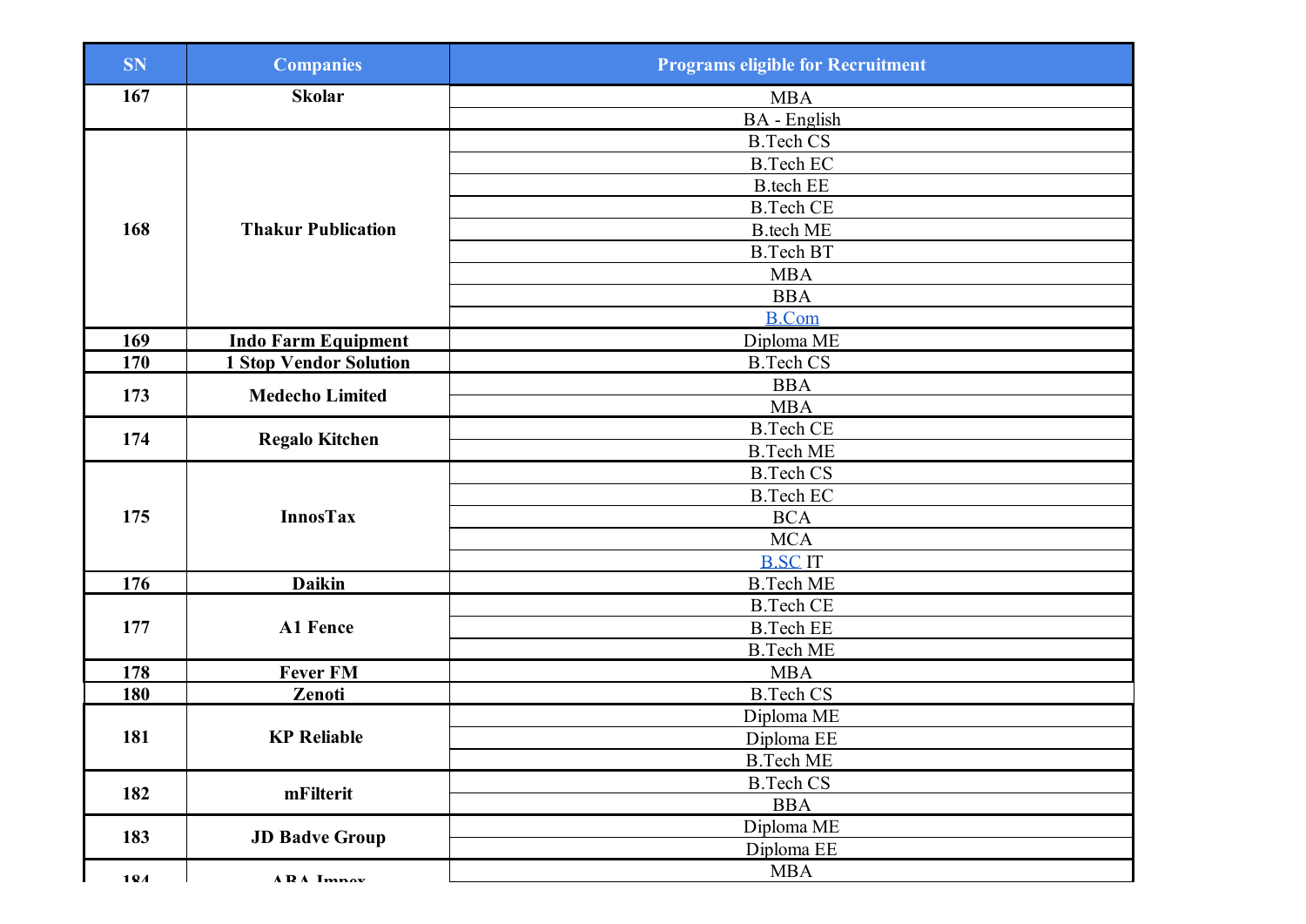| SN | Companies | Programs eligible for Recruitment |
|---|---|---|
| 167 | Skolar | MBA |
| | | BA - English |
| 168 | Thakur Publication | B.Tech CS |
| | | B.Tech EC |
| | | B.tech EE |
| | | B.Tech CE |
| | | B.tech ME |
| | | B.Tech BT |
| | | MBA |
| | | BBA |
| | | B.Com |
| 169 | Indo Farm Equipment | Diploma ME |
| 170 | 1 Stop Vendor Solution | B.Tech CS |
| 173 | Medecho Limited | BBA |
| | | MBA |
| 174 | Regalo Kitchen | B.Tech CE |
| | | B.Tech ME |
| 175 | InnosTax | B.Tech CS |
| | | B.Tech EC |
| | | BCA |
| | | MCA |
| | | B.SC IT |
| 176 | Daikin | B.Tech ME |
| 177 | A1 Fence | B.Tech CE |
| | | B.Tech EE |
| | | B.Tech ME |
| 178 | Fever FM | MBA |
| 180 | Zenoti | B.Tech CS |
| 181 | KP Reliable | Diploma ME |
| | | Diploma EE |
| | | B.Tech ME |
| 182 | mFilterit | B.Tech CS |
| | | BBA |
| 183 | JD Badve Group | Diploma ME |
| | | Diploma EE |
| 184 | ABA Impex | MBA |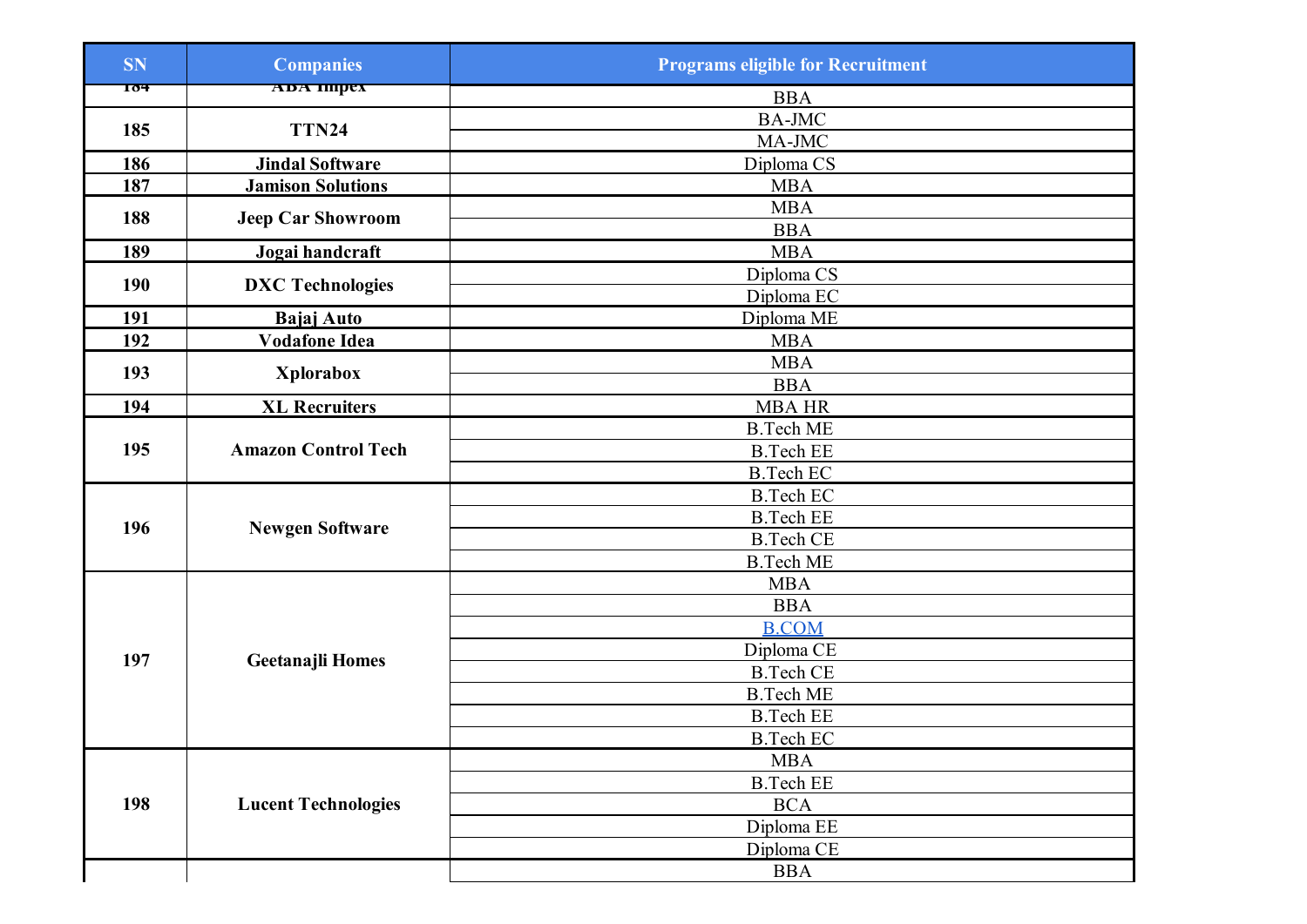| SN | Companies | Programs eligible for Recruitment |
|---|---|---|
| 184 | ABA Impex | BBA |
| 185 | TTN24 | BA-JMC |
| | | MA-JMC |
| 186 | Jindal Software | Diploma CS |
| 187 | Jamison Solutions | MBA |
| 188 | Jeep Car Showroom | MBA |
| | | BBA |
| 189 | Jogai handcraft | MBA |
| 190 | DXC Technologies | Diploma CS |
| | | Diploma EC |
| 191 | Bajaj Auto | Diploma ME |
| 192 | Vodafone Idea | MBA |
| 193 | Xplorabox | MBA |
| | | BBA |
| 194 | XL Recruiters | MBA HR |
| 195 | Amazon Control Tech | B.Tech ME |
| | | B.Tech EE |
| | | B.Tech EC |
| 196 | Newgen Software | B.Tech EC |
| | | B.Tech EE |
| | | B.Tech CE |
| | | B.Tech ME |
| 197 | Geetanajli Homes | MBA |
| | | BBA |
| | | B.COM |
| | | Diploma CE |
| | | B.Tech CE |
| | | B.Tech ME |
| | | B.Tech EE |
| | | B.Tech EC |
| 198 | Lucent Technologies | MBA |
| | | B.Tech EE |
| | | BCA |
| | | Diploma EE |
| | | Diploma CE |
| | | BBA |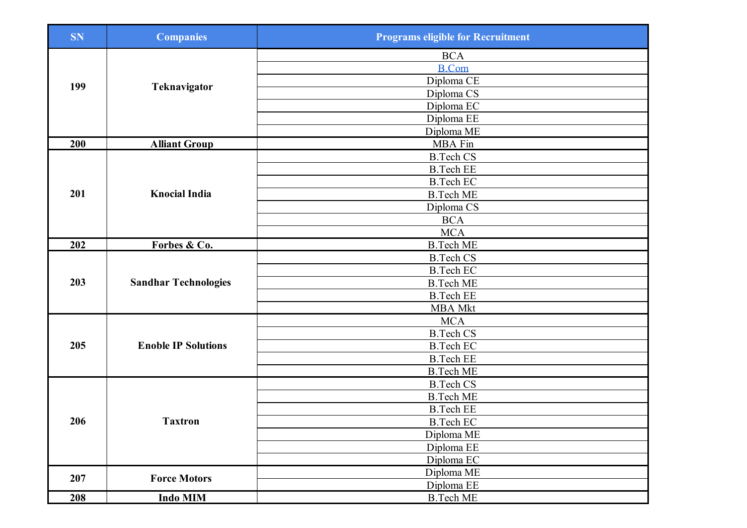| SN | Companies | Programs eligible for Recruitment |
|---|---|---|
| 199 | Teknavigator | BCA |
| | | B.Com |
| | | Diploma CE |
| | | Diploma CS |
| | | Diploma EC |
| | | Diploma EE |
| | | Diploma ME |
| 200 | Alliant Group | MBA Fin |
| 201 | Knocial India | B.Tech CS |
| | | B.Tech EE |
| | | B.Tech EC |
| | | B.Tech ME |
| | | Diploma CS |
| | | BCA |
| | | MCA |
| 202 | Forbes & Co. | B.Tech ME |
| 203 | Sandhar Technologies | B.Tech CS |
| | | B.Tech EC |
| | | B.Tech ME |
| | | B.Tech EE |
| | | MBA Mkt |
| 205 | Enoble IP Solutions | MCA |
| | | B.Tech CS |
| | | B.Tech EC |
| | | B.Tech EE |
| | | B.Tech ME |
| 206 | Taxtron | B.Tech CS |
| | | B.Tech ME |
| | | B.Tech EE |
| | | B.Tech EC |
| | | Diploma ME |
| | | Diploma EE |
| | | Diploma EC |
| 207 | Force Motors | Diploma ME |
| | | Diploma EE |
| 208 | Indo MIM | B.Tech ME |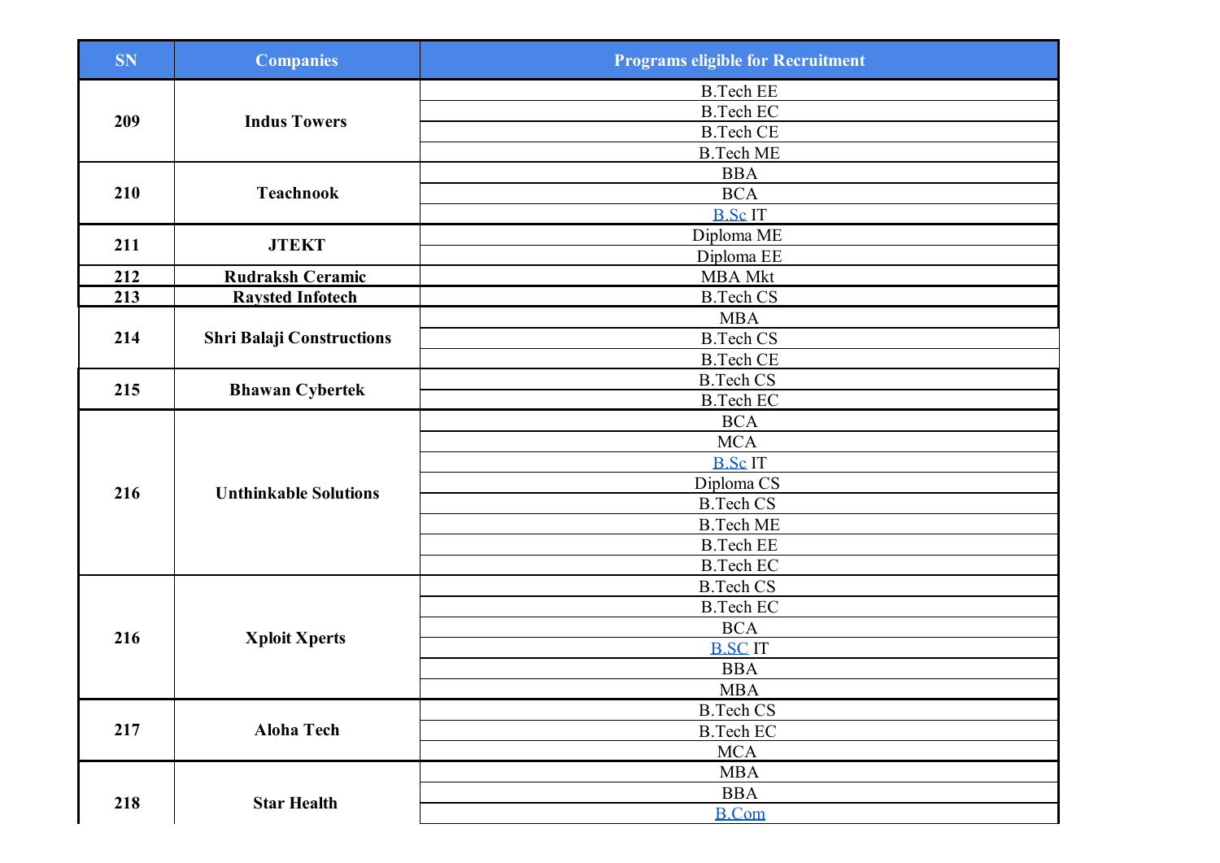| SN | Companies | Programs eligible for Recruitment |
|---|---|---|
| 209 | Indus Towers | B.Tech EE |
| | | B.Tech EC |
| | | B.Tech CE |
| | | B.Tech ME |
| 210 | Teachnook | BBA |
| | | BCA |
| | | B.Sc IT |
| 211 | JTEKT | Diploma ME |
| | | Diploma EE |
| 212 | Rudraksh Ceramic | MBA Mkt |
| 213 | Raysted Infotech | B.Tech CS |
| 214 | Shri Balaji Constructions | MBA |
| | | B.Tech CS |
| | | B.Tech CE |
| 215 | Bhawan Cybertek | B.Tech CS |
| | | B.Tech EC |
| 216 | Unthinkable Solutions | BCA |
| | | MCA |
| | | B.Sc IT |
| | | Diploma CS |
| | | B.Tech CS |
| | | B.Tech ME |
| | | B.Tech EE |
| | | B.Tech EC |
| 216 | Xploit Xperts | B.Tech CS |
| | | B.Tech EC |
| | | BCA |
| | | B.SC IT |
| | | BBA |
| | | MBA |
| 217 | Aloha Tech | B.Tech CS |
| | | B.Tech EC |
| | | MCA |
| 218 | Star Health | MBA |
| | | BBA |
| | | B.Com |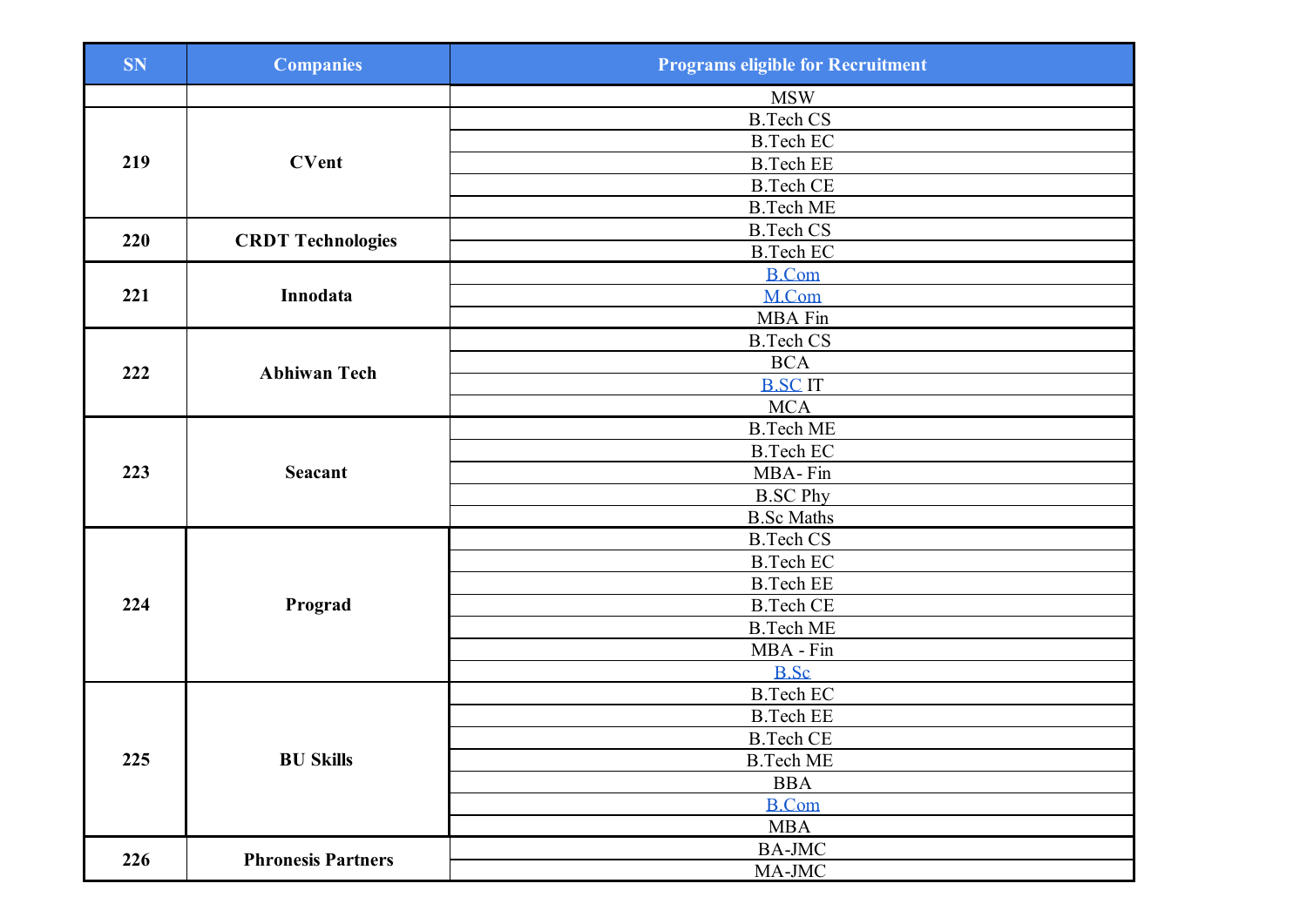| SN | Companies | Programs eligible for Recruitment |
|---|---|---|
| | | MSW |
| 219 | CVent | B.Tech CS |
| | | B.Tech EC |
| | | B.Tech EE |
| | | B.Tech CE |
| | | B.Tech ME |
| 220 | CRDT Technologies | B.Tech CS |
| | | B.Tech EC |
| 221 | Innodata | B.Com |
| | | M.Com |
| | | MBA Fin |
| 222 | Abhiwan Tech | B.Tech CS |
| | | BCA |
| | | B.SC IT |
| | | MCA |
| 223 | Seacant | B.Tech ME |
| | | B.Tech EC |
| | | MBA- Fin |
| | | B.SC Phy |
| | | B.Sc Maths |
| 224 | Prograd | B.Tech CS |
| | | B.Tech EC |
| | | B.Tech EE |
| | | B.Tech CE |
| | | B.Tech ME |
| | | MBA - Fin |
| | | B.Sc |
| 225 | BU Skills | B.Tech EC |
| | | B.Tech EE |
| | | B.Tech CE |
| | | B.Tech ME |
| | | BBA |
| | | B.Com |
| | | MBA |
| 226 | Phronesis Partners | BA-JMC |
| | | MA-JMC |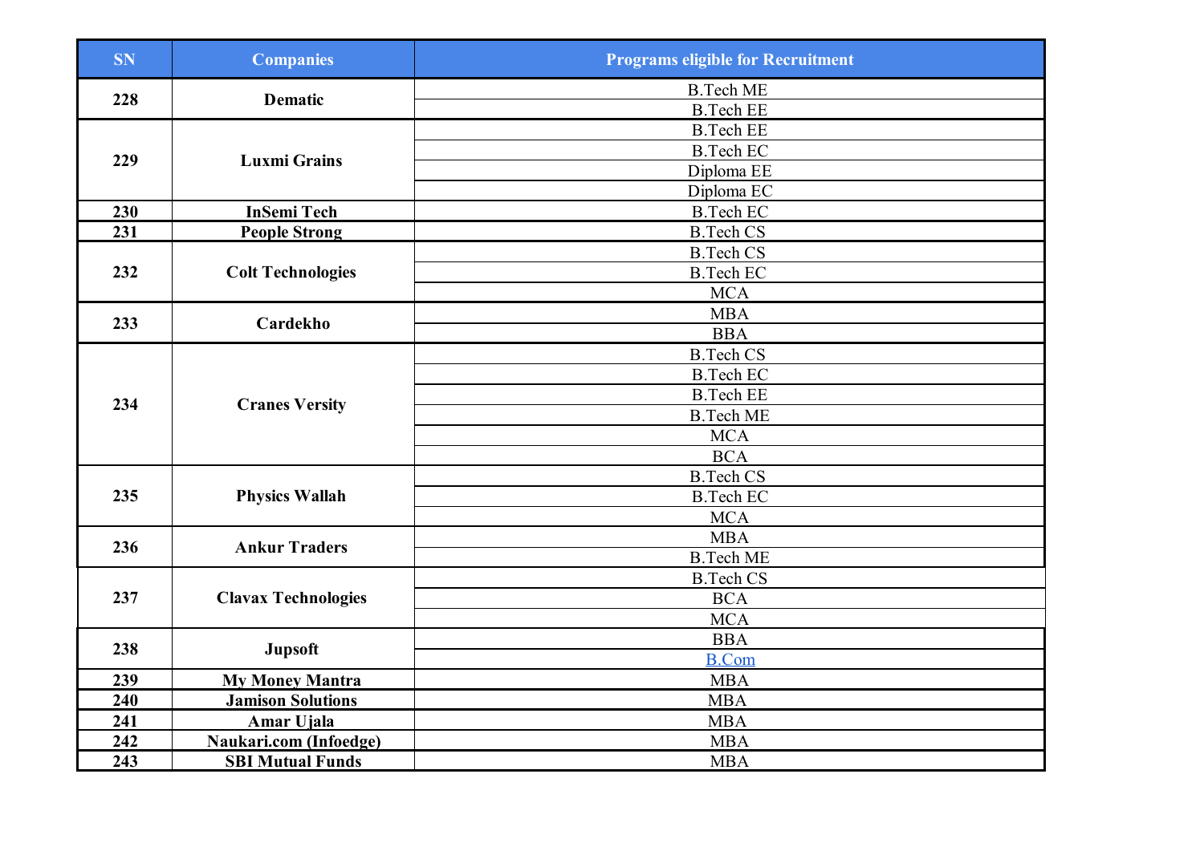| SN | Companies | Programs eligible for Recruitment |
|---|---|---|
| 228 | Dematic | B.Tech ME |
| | | B.Tech EE |
| 229 | Luxmi Grains | B.Tech EE |
| | | B.Tech EC |
| | | Diploma EE |
| | | Diploma EC |
| 230 | InSemi Tech | B.Tech EC |
| 231 | People Strong | B.Tech CS |
| 232 | Colt Technologies | B.Tech CS |
| | | B.Tech EC |
| | | MCA |
| 233 | Cardekho | MBA |
| | | BBA |
| 234 | Cranes Versity | B.Tech CS |
| | | B.Tech EC |
| | | B.Tech EE |
| | | B.Tech ME |
| | | MCA |
| | | BCA |
| 235 | Physics Wallah | B.Tech CS |
| | | B.Tech EC |
| | | MCA |
| 236 | Ankur Traders | MBA |
| | | B.Tech ME |
| 237 | Clavax Technologies | B.Tech CS |
| | | BCA |
| | | MCA |
| 238 | Jupsoft | BBA |
| | | B.Com |
| 239 | My Money Mantra | MBA |
| 240 | Jamison Solutions | MBA |
| 241 | Amar Ujala | MBA |
| 242 | Naukari.com (Infoedge) | MBA |
| 243 | SBI Mutual Funds | MBA |